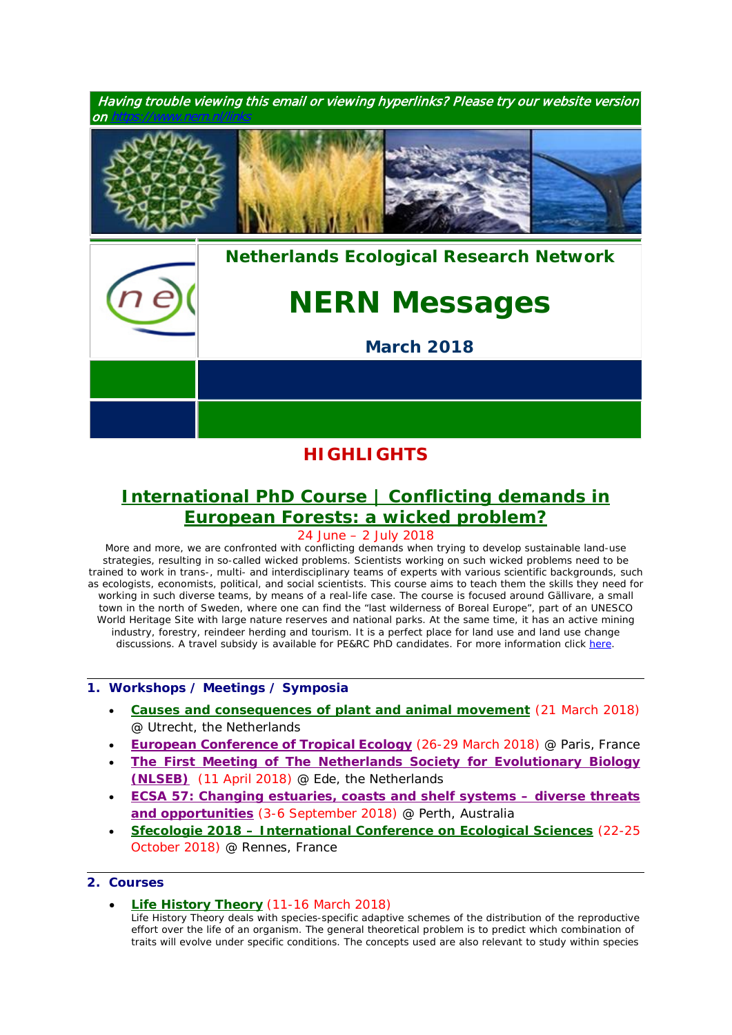*Having trouble viewing this email or viewing hyperlinks? Please try our website version on https://www.nern.nl/links*

Netherlands Ecological Research Network

# NERN Messages

**March 2018**

## HIGHLIGHTS

### International PhD Course | Conflicting demands in European Forests: a wicked problem?

24 June – 2 July 2018

More and more, we are confronted with conflicting demands when trying to develop sustainable land-use strategies, resulting in so-called wicked problems. Scientists working on such wicked problems need to be trained to work in trans-, multi- and interdisciplinary teams of experts with various scientific backgrounds, such as ecologists, economists, political, and social scientists. This course aims to teach them the skills they need for working in such diverse teams, by means of a real-life case. The course is focused around Gällivare, a small town in the north of Sweden, where one can find the "last wilderness of Boreal Europe", part of an UNESCO World Heritage Site with large nature reserves and national parks. At the same time, it has an active mining industry, forestry, reindeer herding and tourism. It is a perfect place for land use and land use change discussions. A travel subsidy is available for PE&RC PhD candidates. For more information click here.

## 1. Workshops / Meetings / Symposia

- **Causes and consequences of plant and animal movement** (21 March 2018) @ Utrecht, the Netherlands
- **European Conference of Tropical Ecology** (26-29 March 2018) @ Paris, France
- **The First Meeting of The Netherlands Society for Evolutionary Biology (NLSEB)** (11 April 2018) @ Ede, the Netherlands
- **ECSA 57: Changing estuaries, coasts and shelf systems – diverse threats and opportunities** (3-6 September 2018) @ Perth, Australia
- **Sfecologie 2018 – International Conference on Ecological Sciences** (22-25 October 2018) @ Rennes, France

## 2. Courses

- **Life History Theory** (11-16 March 2018)
  Life History Theory deals with species-specific adaptive schemes of the distribution of the reproductive effort over the life of an organism. The general theoretical problem is to predict which combination of traits will evolve under specific conditions. The concepts used are also relevant to study within species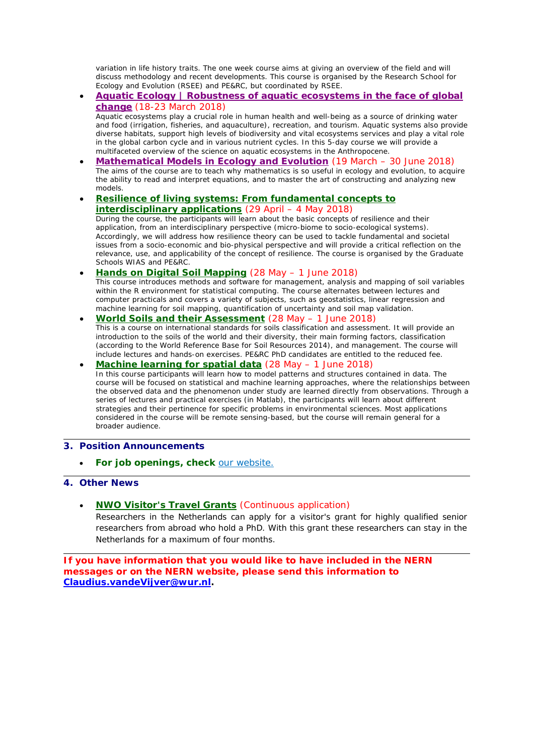variation in life history traits. The one week course aims at giving an overview of the field and will discuss methodology and recent developments. This course is organised by the Research School for Ecology and Evolution (RSEE) and PE&RC, but coordinated by RSEE.

- **Aquatic Ecology | Robustness of aquatic ecosystems in the face of global change** (18-23 March 2018)
  Aquatic ecosystems play a crucial role in human health and well-being as a source of drinking water and food (irrigation, fisheries, and aquaculture), recreation, and tourism. Aquatic systems also provide diverse habitats, support high levels of biodiversity and vital ecosystems services and play a vital role in the global carbon cycle and in various nutrient cycles. In this 5-day course we will provide a multifaceted overview of the science on aquatic ecosystems in the Anthropocene.
- **Mathematical Models in Ecology and Evolution** (19 March – 30 June 2018)
  The aims of the course are to teach why mathematics is so useful in ecology and evolution, to acquire the ability to read and interpret equations, and to master the art of constructing and analyzing new models.
- **Resilience of living systems: From fundamental concepts to interdisciplinary applications** (29 April – 4 May 2018)
  During the course, the participants will learn about the basic concepts of resilience and their application, from an interdisciplinary perspective (micro-biome to socio-ecological systems). Accordingly, we will address how resilience theory can be used to tackle fundamental and societal issues from a socio-economic and bio-physical perspective and will provide a critical reflection on the relevance, use, and applicability of the concept of resilience. The course is organised by the Graduate Schools WIAS and PE&RC.
- **Hands on Digital Soil Mapping** (28 May – 1 June 2018)
  This course introduces methods and software for management, analysis and mapping of soil variables within the R environment for statistical computing. The course alternates between lectures and computer practicals and covers a variety of subjects, such as geostatistics, linear regression and machine learning for soil mapping, quantification of uncertainty and soil map validation.
- **World Soils and their Assessment** (28 May – 1 June 2018)
  This is a course on international standards for soils classification and assessment. It will provide an introduction to the soils of the world and their diversity, their main forming factors, classification (according to the World Reference Base for Soil Resources 2014), and management. The course will include lectures and hands-on exercises. PE&RC PhD candidates are entitled to the reduced fee.
- **Machine learning for spatial data** (28 May – 1 June 2018)
  In this course participants will learn how to model patterns and structures contained in data. The course will be focused on statistical and machine learning approaches, where the relationships between the observed data and the phenomenon under study are learned directly from observations. Through a series of lectures and practical exercises (in Matlab), the participants will learn about different strategies and their pertinence for specific problems in environmental sciences. Most applications considered in the course will be remote sensing-based, but the course will remain general for a broader audience.

---

## 3. Position Announcements

- **For job openings, check** our website.

---

## 4. Other News

- **NWO Visitor's Travel Grants** (Continuous application)
  Researchers in the Netherlands can apply for a visitor's grant for highly qualified senior researchers from abroad who hold a PhD. With this grant these researchers can stay in the Netherlands for a maximum of four months.

---

**If you have information that you would like to have included in the NERN messages or on the NERN website, please send this information to Claudius.vandeVijver@wur.nl.**